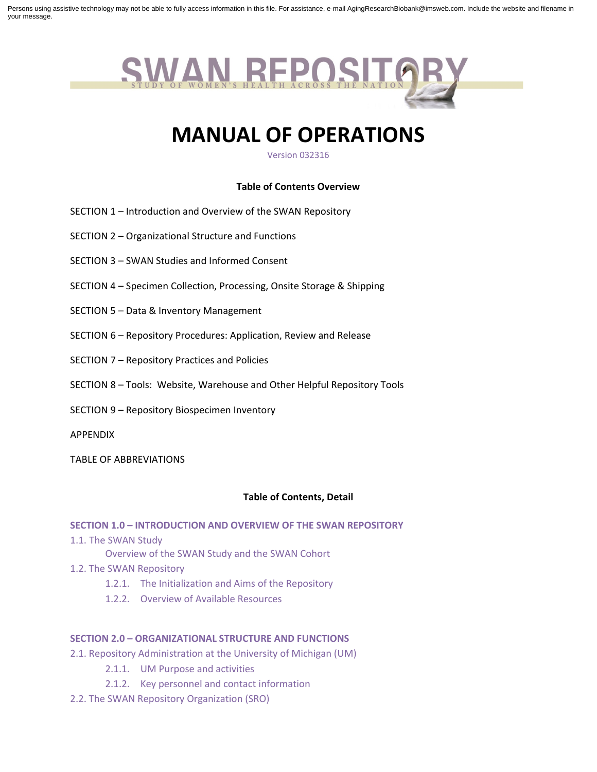Persons using assistive technology may not be able to fully access information in this file. For assistance, e-mail AgingResearchBiobank@imsweb.com. Include the website and filename in your message.

# SWAN REPOSITORY

STUDY OF WOMEN'S HEALTH ACROSS THE NATION

# MANUAL OF OPERATIONS

Version 032316

**Table of Contents Overview**

SECTION 1 – Introduction and Overview of the SWAN Repository

SECTION 2 – Organizational Structure and Functions

SECTION 3 – SWAN Studies and Informed Consent

SECTION 4 – Specimen Collection, Processing, Onsite Storage & Shipping

SECTION 5 – Data & Inventory Management

SECTION 6 – Repository Procedures: Application, Review and Release

SECTION 7 – Repository Practices and Policies

SECTION 8 – Tools: Website, Warehouse and Other Helpful Repository Tools

SECTION 9 – Repository Biospecimen Inventory

APPENDIX

TABLE OF ABBREVIATIONS

**Table of Contents, Detail**

**SECTION 1.0 – INTRODUCTION AND OVERVIEW OF THE SWAN REPOSITORY**

1.1. The SWAN Study
- Overview of the SWAN Study and the SWAN Cohort

1.2. The SWAN Repository
- 1.2.1. The Initialization and Aims of the Repository
- 1.2.2. Overview of Available Resources

**SECTION 2.0 – ORGANIZATIONAL STRUCTURE AND FUNCTIONS**

2.1. Repository Administration at the University of Michigan (UM)
- 2.1.1. UM Purpose and activities
- 2.1.2. Key personnel and contact information

2.2. The SWAN Repository Organization (SRO)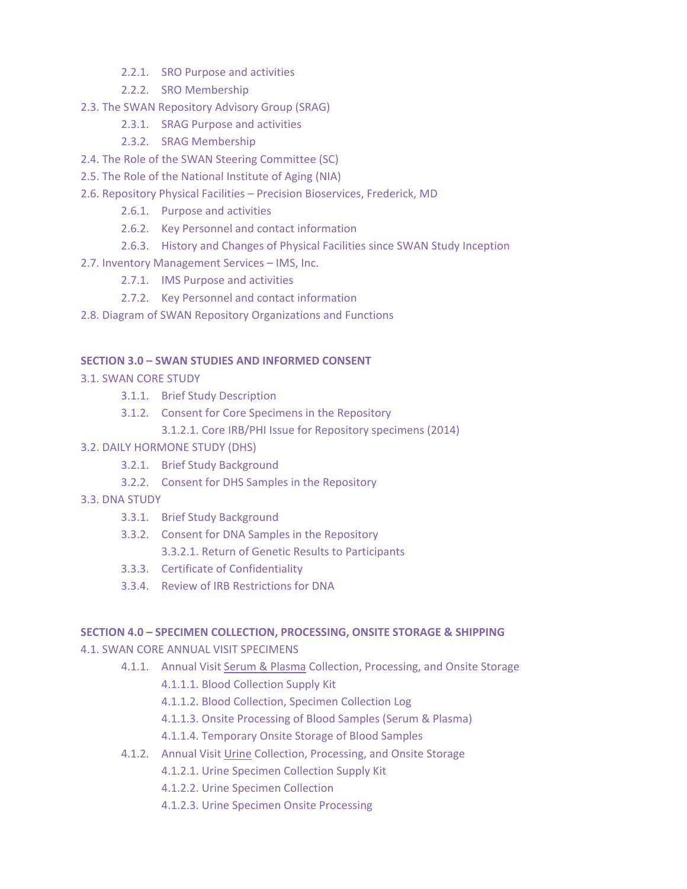- 2.2.1. SRO Purpose and activities
- 2.2.2. SRO Membership

2.3. The SWAN Repository Advisory Group (SRAG)

- 2.3.1. SRAG Purpose and activities
- 2.3.2. SRAG Membership

2.4. The Role of the SWAN Steering Committee (SC)

2.5. The Role of the National Institute of Aging (NIA)

2.6. Repository Physical Facilities – Precision Bioservices, Frederick, MD

- 2.6.1. Purpose and activities
- 2.6.2. Key Personnel and contact information
- 2.6.3. History and Changes of Physical Facilities since SWAN Study Inception

2.7. Inventory Management Services – IMS, Inc.

- 2.7.1. IMS Purpose and activities
- 2.7.2. Key Personnel and contact information

2.8. Diagram of SWAN Repository Organizations and Functions

**SECTION 3.0 – SWAN STUDIES AND INFORMED CONSENT**

3.1. SWAN CORE STUDY

- 3.1.1. Brief Study Description
- 3.1.2. Consent for Core Specimens in the Repository
  - 3.1.2.1. Core IRB/PHI Issue for Repository specimens (2014)

3.2. DAILY HORMONE STUDY (DHS)

- 3.2.1. Brief Study Background
- 3.2.2. Consent for DHS Samples in the Repository

3.3. DNA STUDY

- 3.3.1. Brief Study Background
- 3.3.2. Consent for DNA Samples in the Repository
  - 3.3.2.1. Return of Genetic Results to Participants
- 3.3.3. Certificate of Confidentiality
- 3.3.4. Review of IRB Restrictions for DNA

**SECTION 4.0 – SPECIMEN COLLECTION, PROCESSING, ONSITE STORAGE & SHIPPING**

4.1. SWAN CORE ANNUAL VISIT SPECIMENS

- 4.1.1. Annual Visit Serum & Plasma Collection, Processing, and Onsite Storage
  - 4.1.1.1. Blood Collection Supply Kit
  - 4.1.1.2. Blood Collection, Specimen Collection Log
  - 4.1.1.3. Onsite Processing of Blood Samples (Serum & Plasma)
  - 4.1.1.4. Temporary Onsite Storage of Blood Samples
- 4.1.2. Annual Visit Urine Collection, Processing, and Onsite Storage
  - 4.1.2.1. Urine Specimen Collection Supply Kit
  - 4.1.2.2. Urine Specimen Collection
  - 4.1.2.3. Urine Specimen Onsite Processing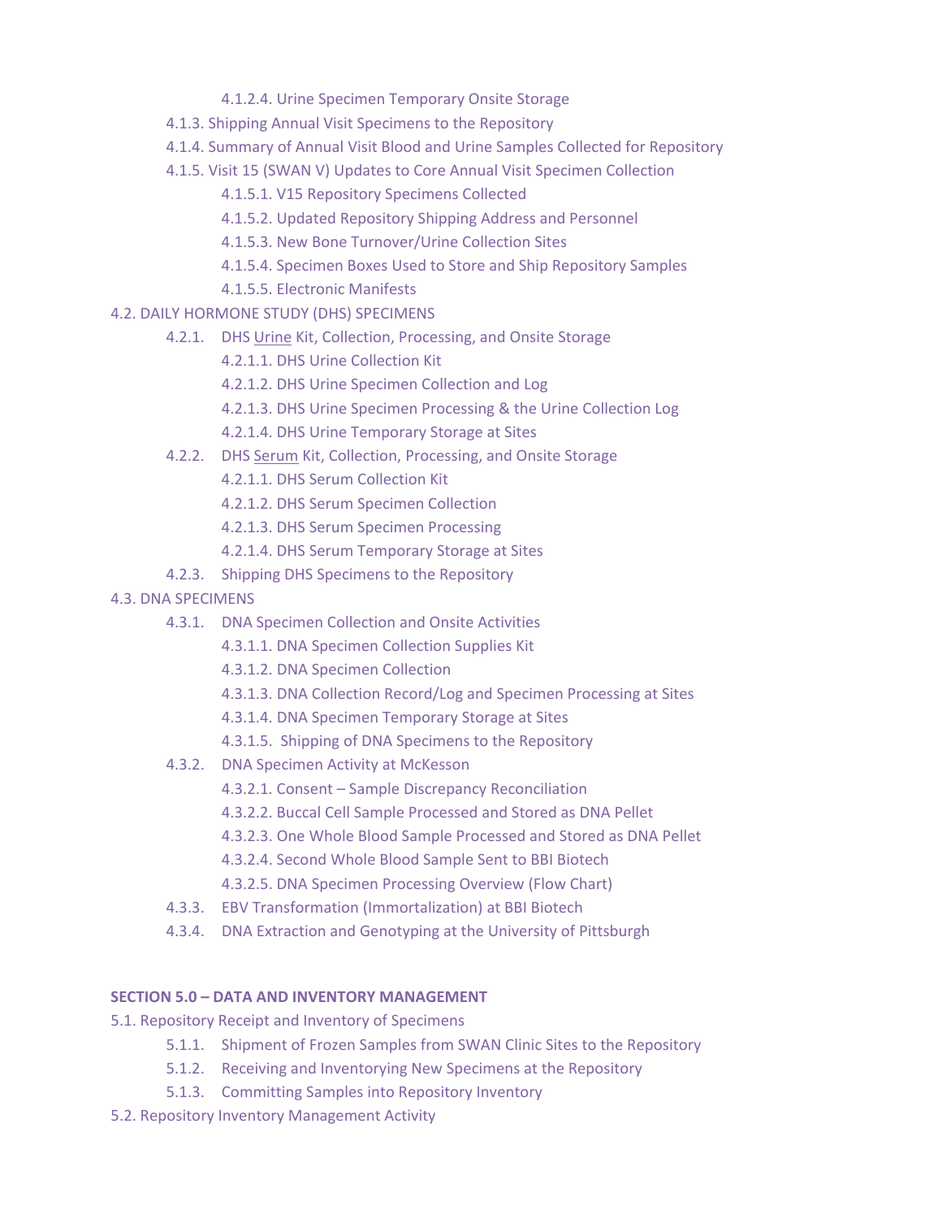- 4.1.2.4. Urine Specimen Temporary Onsite Storage
- 4.1.3. Shipping Annual Visit Specimens to the Repository
- 4.1.4. Summary of Annual Visit Blood and Urine Samples Collected for Repository
- 4.1.5. Visit 15 (SWAN V) Updates to Core Annual Visit Specimen Collection
  - 4.1.5.1. V15 Repository Specimens Collected
  - 4.1.5.2. Updated Repository Shipping Address and Personnel
  - 4.1.5.3. New Bone Turnover/Urine Collection Sites
  - 4.1.5.4. Specimen Boxes Used to Store and Ship Repository Samples
  - 4.1.5.5. Electronic Manifests

4.2. DAILY HORMONE STUDY (DHS) SPECIMENS

- 4.2.1. DHS Urine Kit, Collection, Processing, and Onsite Storage
  - 4.2.1.1. DHS Urine Collection Kit
  - 4.2.1.2. DHS Urine Specimen Collection and Log
  - 4.2.1.3. DHS Urine Specimen Processing & the Urine Collection Log
  - 4.2.1.4. DHS Urine Temporary Storage at Sites
- 4.2.2. DHS Serum Kit, Collection, Processing, and Onsite Storage
  - 4.2.1.1. DHS Serum Collection Kit
  - 4.2.1.2. DHS Serum Specimen Collection
  - 4.2.1.3. DHS Serum Specimen Processing
  - 4.2.1.4. DHS Serum Temporary Storage at Sites
- 4.2.3. Shipping DHS Specimens to the Repository

4.3. DNA SPECIMENS

- 4.3.1. DNA Specimen Collection and Onsite Activities
  - 4.3.1.1. DNA Specimen Collection Supplies Kit
  - 4.3.1.2. DNA Specimen Collection
  - 4.3.1.3. DNA Collection Record/Log and Specimen Processing at Sites
  - 4.3.1.4. DNA Specimen Temporary Storage at Sites
  - 4.3.1.5. Shipping of DNA Specimens to the Repository
- 4.3.2. DNA Specimen Activity at McKesson
  - 4.3.2.1. Consent – Sample Discrepancy Reconciliation
  - 4.3.2.2. Buccal Cell Sample Processed and Stored as DNA Pellet
  - 4.3.2.3. One Whole Blood Sample Processed and Stored as DNA Pellet
  - 4.3.2.4. Second Whole Blood Sample Sent to BBI Biotech
  - 4.3.2.5. DNA Specimen Processing Overview (Flow Chart)
- 4.3.3. EBV Transformation (Immortalization) at BBI Biotech
- 4.3.4. DNA Extraction and Genotyping at the University of Pittsburgh

**SECTION 5.0 – DATA AND INVENTORY MANAGEMENT**

5.1. Repository Receipt and Inventory of Specimens

- 5.1.1. Shipment of Frozen Samples from SWAN Clinic Sites to the Repository
- 5.1.2. Receiving and Inventorying New Specimens at the Repository
- 5.1.3. Committing Samples into Repository Inventory

5.2. Repository Inventory Management Activity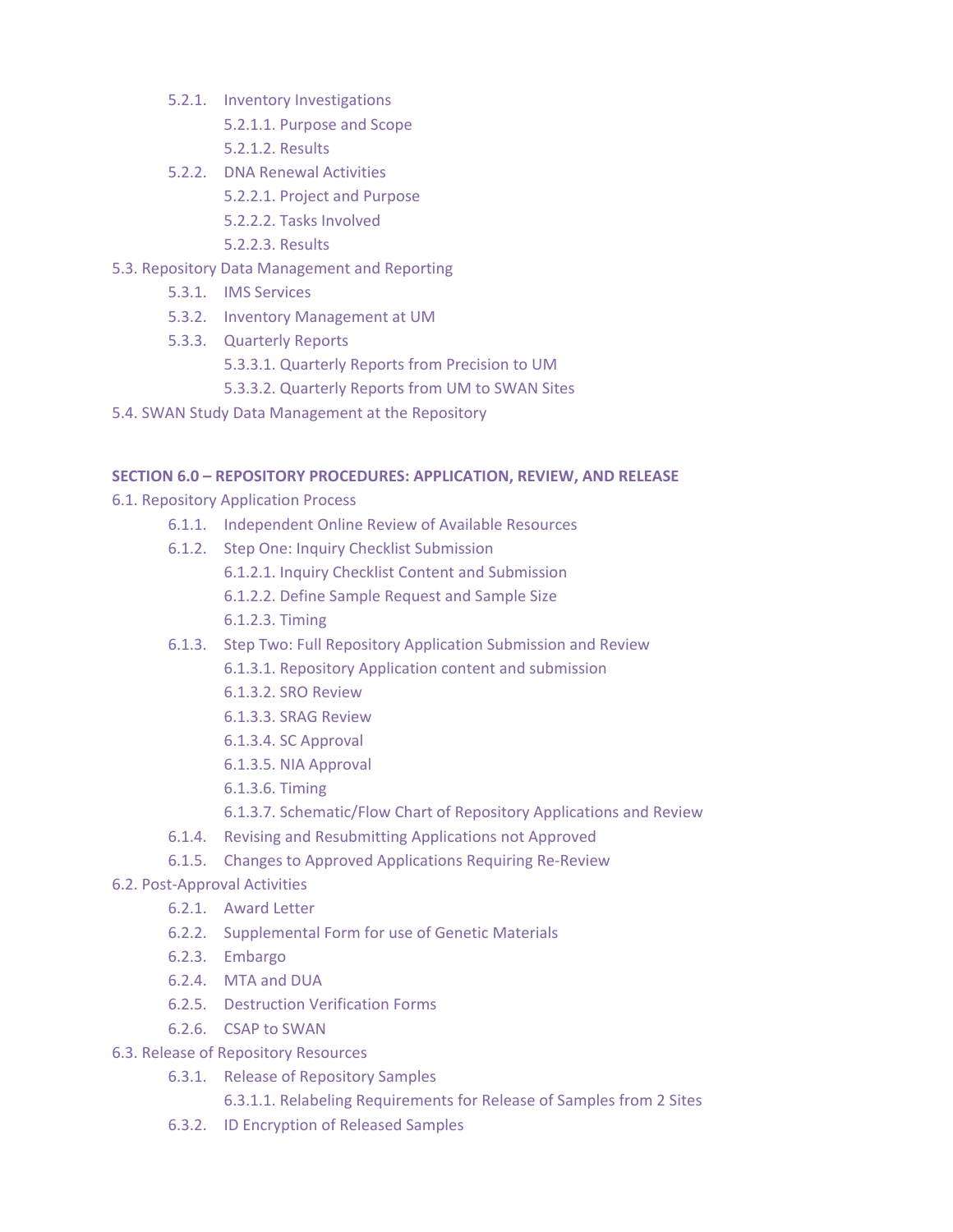- 5.2.1. Inventory Investigations
    - 5.2.1.1. Purpose and Scope
    - 5.2.1.2. Results
- 5.2.2. DNA Renewal Activities
    - 5.2.2.1. Project and Purpose
    - 5.2.2.2. Tasks Involved
    - 5.2.2.3. Results

5.3. Repository Data Management and Reporting

- 5.3.1. IMS Services
- 5.3.2. Inventory Management at UM
- 5.3.3. Quarterly Reports
    - 5.3.3.1. Quarterly Reports from Precision to UM
    - 5.3.3.2. Quarterly Reports from UM to SWAN Sites

5.4. SWAN Study Data Management at the Repository

**SECTION 6.0 – REPOSITORY PROCEDURES: APPLICATION, REVIEW, AND RELEASE**

6.1. Repository Application Process

- 6.1.1. Independent Online Review of Available Resources
- 6.1.2. Step One: Inquiry Checklist Submission
    - 6.1.2.1. Inquiry Checklist Content and Submission
    - 6.1.2.2. Define Sample Request and Sample Size
    - 6.1.2.3. Timing
- 6.1.3. Step Two: Full Repository Application Submission and Review
    - 6.1.3.1. Repository Application content and submission
    - 6.1.3.2. SRO Review
    - 6.1.3.3. SRAG Review
    - 6.1.3.4. SC Approval
    - 6.1.3.5. NIA Approval
    - 6.1.3.6. Timing
    - 6.1.3.7. Schematic/Flow Chart of Repository Applications and Review
- 6.1.4. Revising and Resubmitting Applications not Approved
- 6.1.5. Changes to Approved Applications Requiring Re-Review

6.2. Post-Approval Activities

- 6.2.1. Award Letter
- 6.2.2. Supplemental Form for use of Genetic Materials
- 6.2.3. Embargo
- 6.2.4. MTA and DUA
- 6.2.5. Destruction Verification Forms
- 6.2.6. CSAP to SWAN

6.3. Release of Repository Resources

- 6.3.1. Release of Repository Samples
    - 6.3.1.1. Relabeling Requirements for Release of Samples from 2 Sites
- 6.3.2. ID Encryption of Released Samples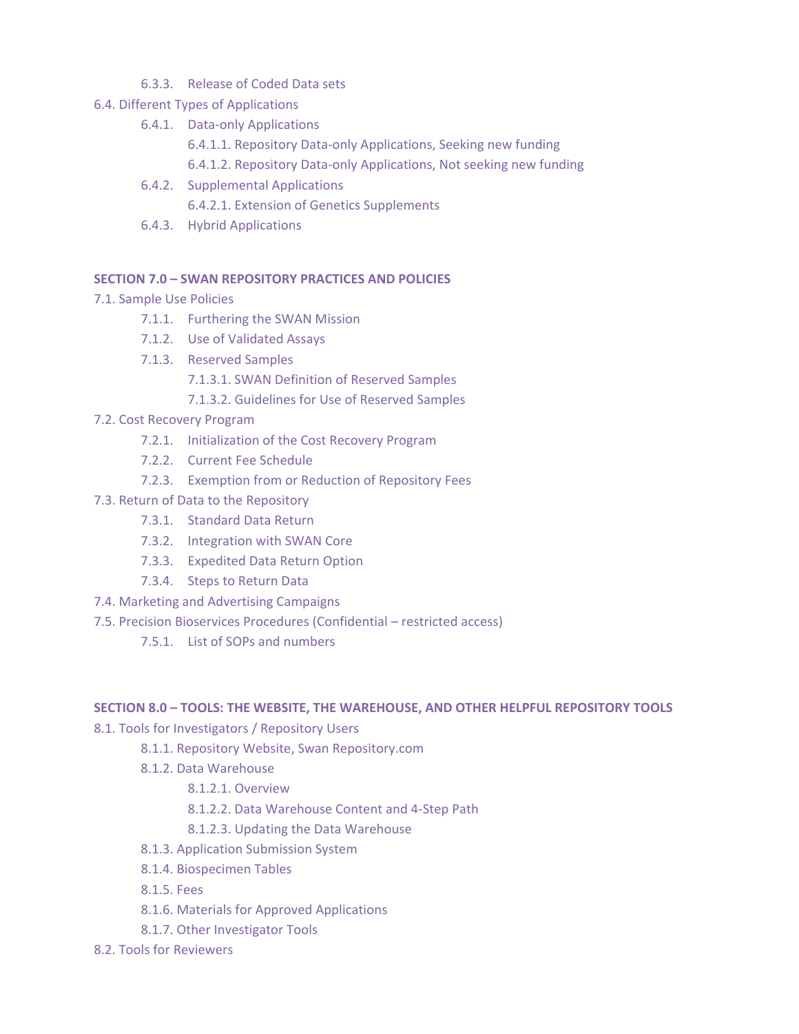- 6.3.3. Release of Coded Data sets

6.4. Different Types of Applications

- 6.4.1. Data-only Applications
  - 6.4.1.1. Repository Data-only Applications, Seeking new funding
  - 6.4.1.2. Repository Data-only Applications, Not seeking new funding
- 6.4.2. Supplemental Applications
  - 6.4.2.1. Extension of Genetics Supplements
- 6.4.3. Hybrid Applications

**SECTION 7.0 – SWAN REPOSITORY PRACTICES AND POLICIES**

7.1. Sample Use Policies

- 7.1.1. Furthering the SWAN Mission
- 7.1.2. Use of Validated Assays
- 7.1.3. Reserved Samples
  - 7.1.3.1. SWAN Definition of Reserved Samples
  - 7.1.3.2. Guidelines for Use of Reserved Samples

7.2. Cost Recovery Program

- 7.2.1. Initialization of the Cost Recovery Program
- 7.2.2. Current Fee Schedule
- 7.2.3. Exemption from or Reduction of Repository Fees

7.3. Return of Data to the Repository

- 7.3.1. Standard Data Return
- 7.3.2. Integration with SWAN Core
- 7.3.3. Expedited Data Return Option
- 7.3.4. Steps to Return Data

7.4. Marketing and Advertising Campaigns

7.5. Precision Bioservices Procedures (Confidential – restricted access)

- 7.5.1. List of SOPs and numbers

**SECTION 8.0 – TOOLS: THE WEBSITE, THE WAREHOUSE, AND OTHER HELPFUL REPOSITORY TOOLS**

8.1. Tools for Investigators / Repository Users

- 8.1.1. Repository Website, Swan Repository.com
- 8.1.2. Data Warehouse
  - 8.1.2.1. Overview
  - 8.1.2.2. Data Warehouse Content and 4-Step Path
  - 8.1.2.3. Updating the Data Warehouse
- 8.1.3. Application Submission System
- 8.1.4. Biospecimen Tables
- 8.1.5. Fees
- 8.1.6. Materials for Approved Applications
- 8.1.7. Other Investigator Tools

8.2. Tools for Reviewers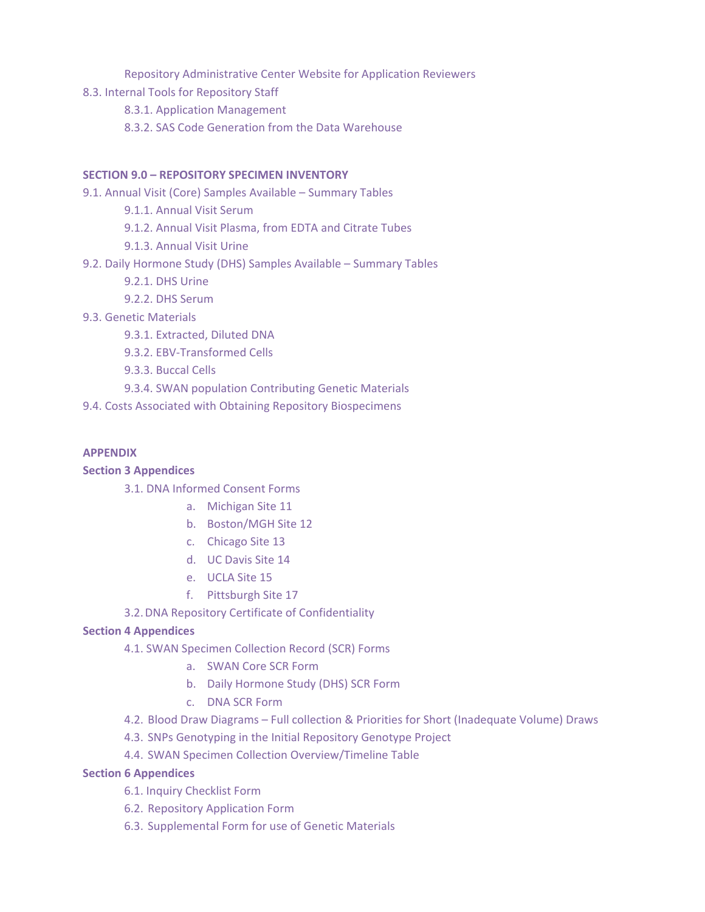Repository Administrative Center Website for Application Reviewers

8.3. Internal Tools for Repository Staff

- 8.3.1. Application Management
- 8.3.2. SAS Code Generation from the Data Warehouse

**SECTION 9.0 – REPOSITORY SPECIMEN INVENTORY**

9.1. Annual Visit (Core) Samples Available – Summary Tables

- 9.1.1. Annual Visit Serum
- 9.1.2. Annual Visit Plasma, from EDTA and Citrate Tubes
- 9.1.3. Annual Visit Urine

9.2. Daily Hormone Study (DHS) Samples Available – Summary Tables

- 9.2.1. DHS Urine
- 9.2.2. DHS Serum

9.3. Genetic Materials

- 9.3.1. Extracted, Diluted DNA
- 9.3.2. EBV-Transformed Cells
- 9.3.3. Buccal Cells
- 9.3.4. SWAN population Contributing Genetic Materials

9.4. Costs Associated with Obtaining Repository Biospecimens

**APPENDIX**

**Section 3 Appendices**

- 3.1. DNA Informed Consent Forms
  - a. Michigan Site 11
  - b. Boston/MGH Site 12
  - c. Chicago Site 13
  - d. UC Davis Site 14
  - e. UCLA Site 15
  - f. Pittsburgh Site 17
- 3.2. DNA Repository Certificate of Confidentiality

**Section 4 Appendices**

- 4.1. SWAN Specimen Collection Record (SCR) Forms
  - a. SWAN Core SCR Form
  - b. Daily Hormone Study (DHS) SCR Form
  - c. DNA SCR Form
- 4.2. Blood Draw Diagrams – Full collection & Priorities for Short (Inadequate Volume) Draws
- 4.3. SNPs Genotyping in the Initial Repository Genotype Project
- 4.4. SWAN Specimen Collection Overview/Timeline Table

**Section 6 Appendices**

- 6.1. Inquiry Checklist Form
- 6.2. Repository Application Form
- 6.3. Supplemental Form for use of Genetic Materials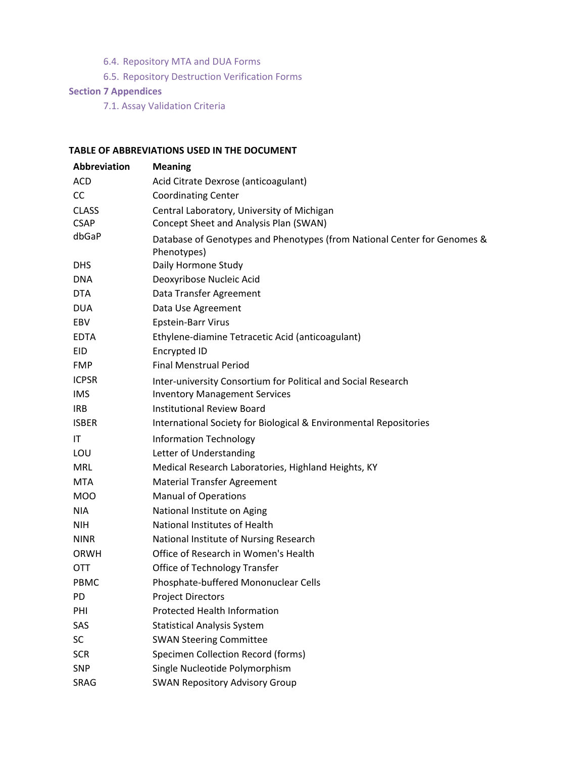6.4. Repository MTA and DUA Forms

6.5. Repository Destruction Verification Forms

**Section 7 Appendices**

7.1. Assay Validation Criteria

**TABLE OF ABBREVIATIONS USED IN THE DOCUMENT**

| Abbreviation | Meaning |
|---|---|
| ACD | Acid Citrate Dexrose (anticoagulant) |
| CC | Coordinating Center |
| CLASS | Central Laboratory, University of Michigan |
| CSAP | Concept Sheet and Analysis Plan (SWAN) |
| dbGaP | Database of Genotypes and Phenotypes (from National Center for Genomes & Phenotypes) |
| DHS | Daily Hormone Study |
| DNA | Deoxyribose Nucleic Acid |
| DTA | Data Transfer Agreement |
| DUA | Data Use Agreement |
| EBV | Epstein-Barr Virus |
| EDTA | Ethylene-diamine Tetracetic Acid (anticoagulant) |
| EID | Encrypted ID |
| FMP | Final Menstrual Period |
| ICPSR | Inter-university Consortium for Political and Social Research |
| IMS | Inventory Management Services |
| IRB | Institutional Review Board |
| ISBER | International Society for Biological & Environmental Repositories |
| IT | Information Technology |
| LOU | Letter of Understanding |
| MRL | Medical Research Laboratories, Highland Heights, KY |
| MTA | Material Transfer Agreement |
| MOO | Manual of Operations |
| NIA | National Institute on Aging |
| NIH | National Institutes of Health |
| NINR | National Institute of Nursing Research |
| ORWH | Office of Research in Women's Health |
| OTT | Office of Technology Transfer |
| PBMC | Phosphate-buffered Mononuclear Cells |
| PD | Project Directors |
| PHI | Protected Health Information |
| SAS | Statistical Analysis System |
| SC | SWAN Steering Committee |
| SCR | Specimen Collection Record (forms) |
| SNP | Single Nucleotide Polymorphism |
| SRAG | SWAN Repository Advisory Group |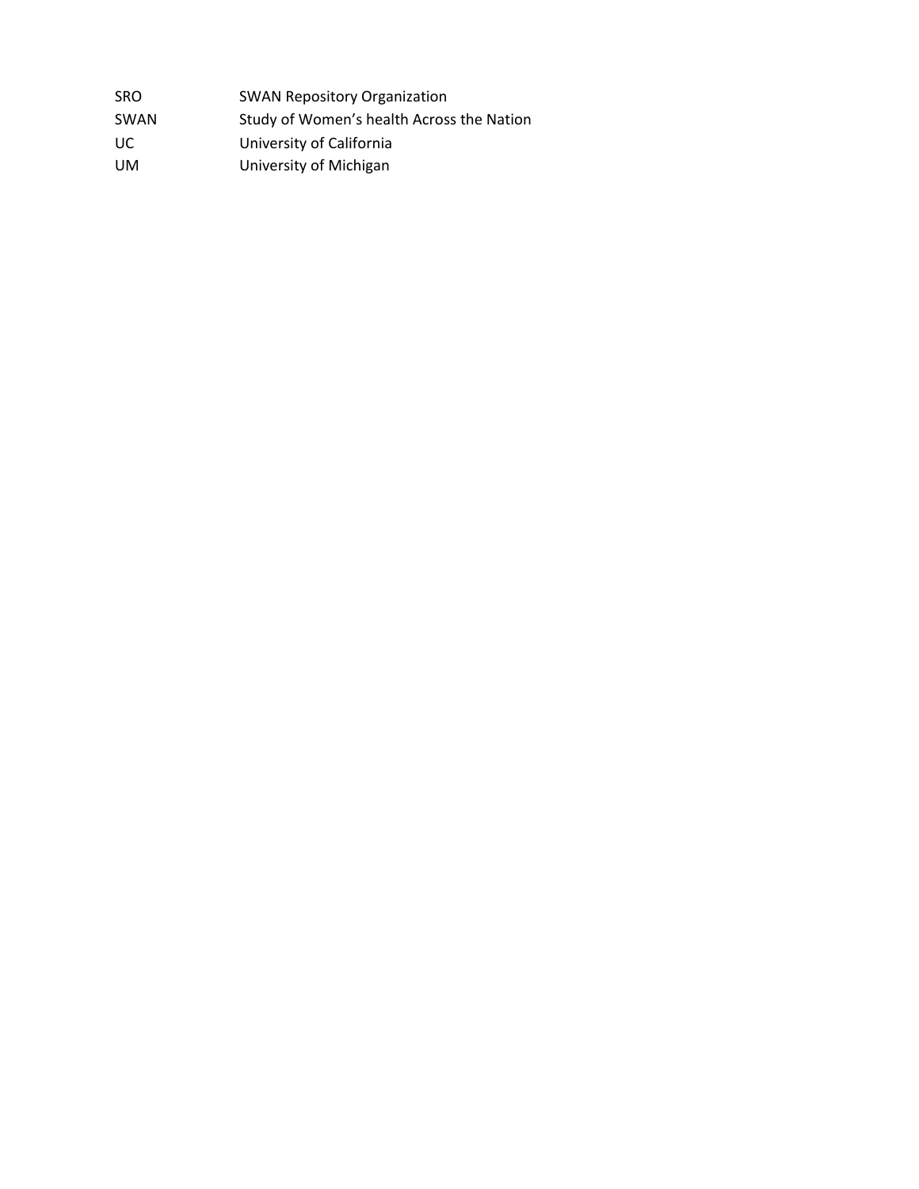| | |
|---|---|
| SRO | SWAN Repository Organization |
| SWAN | Study of Women’s health Across the Nation |
| UC | University of California |
| UM | University of Michigan |